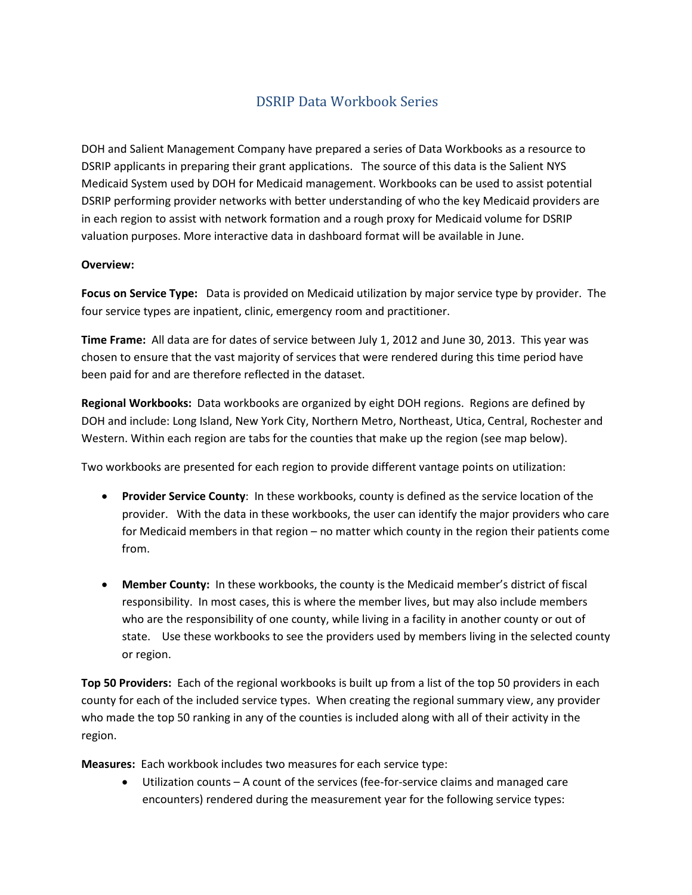# DSRIP Data Workbook Series

DOH and Salient Management Company have prepared a series of Data Workbooks as a resource to DSRIP applicants in preparing their grant applications. The source of this data is the Salient NYS Medicaid System used by DOH for Medicaid management. Workbooks can be used to assist potential DSRIP performing provider networks with better understanding of who the key Medicaid providers are in each region to assist with network formation and a rough proxy for Medicaid volume for DSRIP valuation purposes. More interactive data in dashboard format will be available in June.

**Overview:**

**Focus on Service Type:** Data is provided on Medicaid utilization by major service type by provider. The four service types are inpatient, clinic, emergency room and practitioner.

**Time Frame:** All data are for dates of service between July 1, 2012 and June 30, 2013. This year was chosen to ensure that the vast majority of services that were rendered during this time period have been paid for and are therefore reflected in the dataset.

**Regional Workbooks:** Data workbooks are organized by eight DOH regions. Regions are defined by DOH and include: Long Island, New York City, Northern Metro, Northeast, Utica, Central, Rochester and Western. Within each region are tabs for the counties that make up the region (see map below).

Two workbooks are presented for each region to provide different vantage points on utilization:

- **Provider Service County**: In these workbooks, county is defined as the service location of the provider. With the data in these workbooks, the user can identify the major providers who care for Medicaid members in that region – no matter which county in the region their patients come from.

- **Member County:** In these workbooks, the county is the Medicaid member's district of fiscal responsibility. In most cases, this is where the member lives, but may also include members who are the responsibility of one county, while living in a facility in another county or out of state. Use these workbooks to see the providers used by members living in the selected county or region.

**Top 50 Providers:** Each of the regional workbooks is built up from a list of the top 50 providers in each county for each of the included service types. When creating the regional summary view, any provider who made the top 50 ranking in any of the counties is included along with all of their activity in the region.

**Measures:** Each workbook includes two measures for each service type:

- Utilization counts – A count of the services (fee-for-service claims and managed care encounters) rendered during the measurement year for the following service types: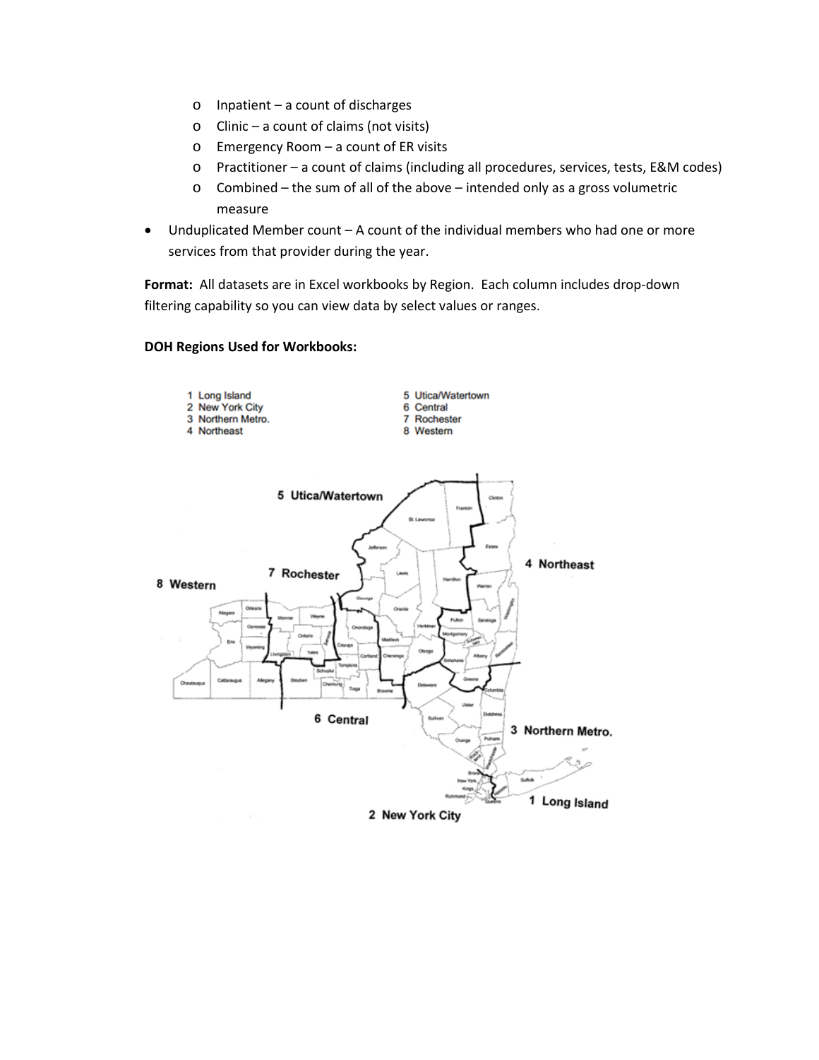- Inpatient – a count of discharges
  - Clinic – a count of claims (not visits)
  - Emergency Room – a count of ER visits
  - Practitioner – a count of claims (including all procedures, services, tests, E&M codes)
  - Combined – the sum of all of the above – intended only as a gross volumetric measure
- Unduplicated Member count – A count of the individual members who had one or more services from that provider during the year.

**Format:** All datasets are in Excel workbooks by Region. Each column includes drop-down filtering capability so you can view data by select values or ranges.

**DOH Regions Used for Workbooks:**

1 Long Island
2 New York City
3 Northern Metro.
4 Northeast
5 Utica/Watertown
6 Central
7 Rochester
8 Western